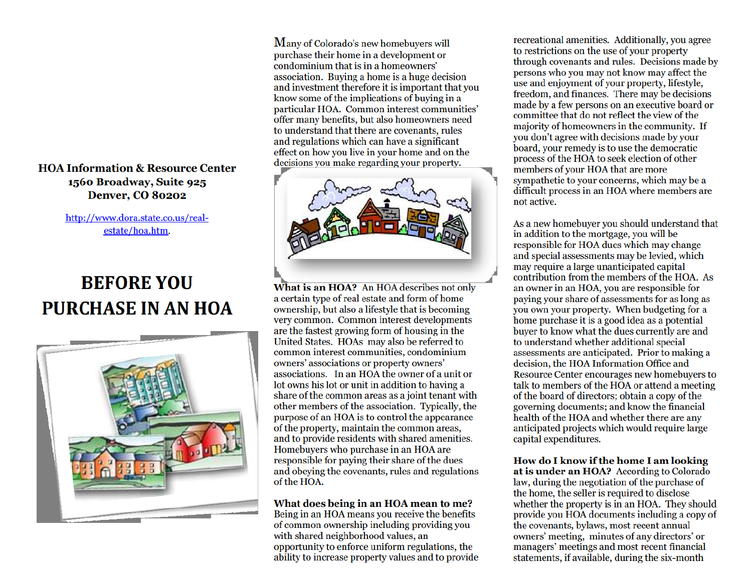**HOA Information & Resource Center**
**1560 Broadway, Suite 925**
**Denver, CO 80202**

http://www.dora.state.co.us/real-estate/hoa.htm.

# BEFORE YOU PURCHASE IN AN HOA

Many of Colorado's new homebuyers will purchase their home in a development or condominium that is in a homeowners' association. Buying a home is a huge decision and investment therefore it is important that you know some of the implications of buying in a particular HOA. Common interest communities' offer many benefits, but also homeowners need to understand that there are covenants, rules and regulations which can have a significant effect on how you live in your home and on the decisions you make regarding your property.

**What is an HOA?** An HOA describes not only a certain type of real estate and form of home ownership, but also a lifestyle that is becoming very common. Common interest developments are the fastest growing form of housing in the United States. HOAs may also be referred to common interest communities, condominium owners' associations or property owners' associations. In an HOA the owner of a unit or lot owns his lot or unit in addition to having a share of the common areas as a joint tenant with other members of the association. Typically, the purpose of an HOA is to control the appearance of the property, maintain the common areas, and to provide residents with shared amenities. Homebuyers who purchase in an HOA are responsible for paying their share of the dues and obeying the covenants, rules and regulations of the HOA.

**What does being in an HOA mean to me?** Being in an HOA means you receive the benefits of common ownership including providing you with shared neighborhood values, an opportunity to enforce uniform regulations, the ability to increase property values and to provide recreational amenities. Additionally, you agree to restrictions on the use of your property through covenants and rules. Decisions made by persons who you may not know may affect the use and enjoyment of your property, lifestyle, freedom, and finances. There may be decisions made by a few persons on an executive board or committee that do not reflect the view of the majority of homeowners in the community. If you don't agree with decisions made by your board, your remedy is to use the democratic process of the HOA to seek election of other members of your HOA that are more sympathetic to your concerns, which may be a difficult process in an HOA where members are not active.

As a new homebuyer you should understand that in addition to the mortgage, you will be responsible for HOA dues which may change and special assessments may be levied, which may require a large unanticipated capital contribution from the members of the HOA. As an owner in an HOA, you are responsible for paying your share of assessments for as long as you own your property. When budgeting for a home purchase it is a good idea as a potential buyer to know what the dues currently are and to understand whether additional special assessments are anticipated. Prior to making a decision, the HOA Information Office and Resource Center encourages new homebuyers to talk to members of the HOA or attend a meeting of the board of directors; obtain a copy of the governing documents; and know the financial health of the HOA and whether there are any anticipated projects which would require large capital expenditures.

**How do I know if the home I am looking at is under an HOA?** According to Colorado law, during the negotiation of the purchase of the home, the seller is required to disclose whether the property is in an HOA. They should provide you HOA documents including a copy of the covenants, bylaws, most recent annual owners' meeting, minutes of any directors' or managers' meetings and most recent financial statements, if available, during the six-month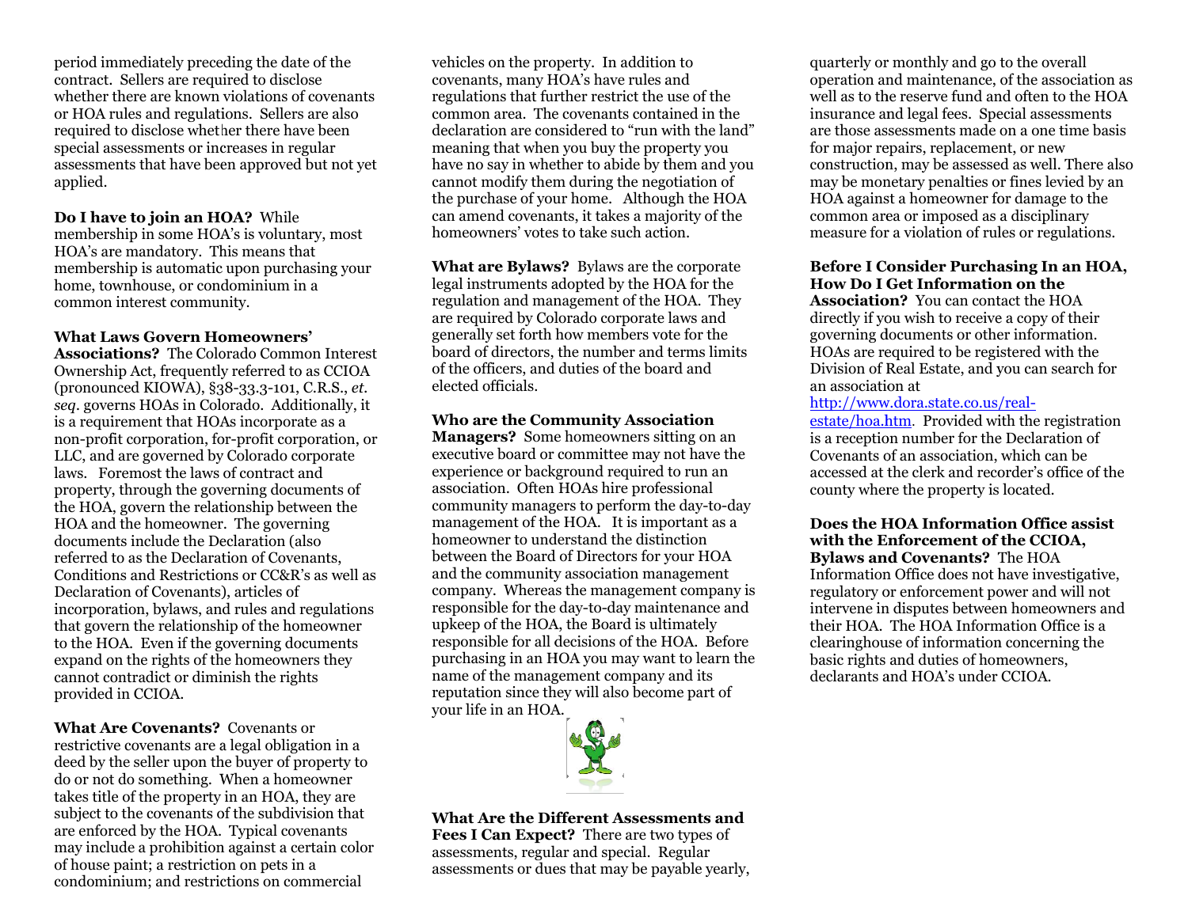period immediately preceding the date of the contract. Sellers are required to disclose whether there are known violations of covenants or HOA rules and regulations. Sellers are also required to disclose whether there have been special assessments or increases in regular assessments that have been approved but not yet applied.

**Do I have to join an HOA?** While membership in some HOA's is voluntary, most HOA's are mandatory. This means that membership is automatic upon purchasing your home, townhouse, or condominium in a common interest community.

**What Laws Govern Homeowners' Associations?** The Colorado Common Interest Ownership Act, frequently referred to as CCIOA (pronounced KIOWA), §38-33.3-101, C.R.S., *et. seq*. governs HOAs in Colorado. Additionally, it is a requirement that HOAs incorporate as a non-profit corporation, for-profit corporation, or LLC, and are governed by Colorado corporate laws. Foremost the laws of contract and property, through the governing documents of the HOA, govern the relationship between the HOA and the homeowner. The governing documents include the Declaration (also referred to as the Declaration of Covenants, Conditions and Restrictions or CC&R's as well as Declaration of Covenants), articles of incorporation, bylaws, and rules and regulations that govern the relationship of the homeowner to the HOA. Even if the governing documents expand on the rights of the homeowners they cannot contradict or diminish the rights provided in CCIOA.

**What Are Covenants?** Covenants or restrictive covenants are a legal obligation in a deed by the seller upon the buyer of property to do or not do something. When a homeowner takes title of the property in an HOA, they are subject to the covenants of the subdivision that are enforced by the HOA. Typical covenants may include a prohibition against a certain color of house paint; a restriction on pets in a condominium; and restrictions on commercial vehicles on the property. In addition to covenants, many HOA's have rules and regulations that further restrict the use of the common area. The covenants contained in the declaration are considered to "run with the land" meaning that when you buy the property you have no say in whether to abide by them and you cannot modify them during the negotiation of the purchase of your home. Although the HOA can amend covenants, it takes a majority of the homeowners' votes to take such action.

**What are Bylaws?** Bylaws are the corporate legal instruments adopted by the HOA for the regulation and management of the HOA. They are required by Colorado corporate laws and generally set forth how members vote for the board of directors, the number and terms limits of the officers, and duties of the board and elected officials.

**Who are the Community Association Managers?** Some homeowners sitting on an executive board or committee may not have the experience or background required to run an association. Often HOAs hire professional community managers to perform the day-to-day management of the HOA. It is important as a homeowner to understand the distinction between the Board of Directors for your HOA and the community association management company. Whereas the management company is responsible for the day-to-day maintenance and upkeep of the HOA, the Board is ultimately responsible for all decisions of the HOA. Before purchasing in an HOA you may want to learn the name of the management company and its reputation since they will also become part of your life in an HOA.

**What Are the Different Assessments and Fees I Can Expect?** There are two types of assessments, regular and special. Regular assessments or dues that may be payable yearly, quarterly or monthly and go to the overall operation and maintenance, of the association as well as to the reserve fund and often to the HOA insurance and legal fees. Special assessments are those assessments made on a one time basis for major repairs, replacement, or new construction, may be assessed as well. There also may be monetary penalties or fines levied by an HOA against a homeowner for damage to the common area or imposed as a disciplinary measure for a violation of rules or regulations.

**Before I Consider Purchasing In an HOA, How Do I Get Information on the Association?** You can contact the HOA directly if you wish to receive a copy of their governing documents or other information. HOAs are required to be registered with the Division of Real Estate, and you can search for an association at http://www.dora.state.co.us/real-estate/hoa.htm. Provided with the registration is a reception number for the Declaration of Covenants of an association, which can be accessed at the clerk and recorder's office of the county where the property is located.

**Does the HOA Information Office assist with the Enforcement of the CCIOA, Bylaws and Covenants?** The HOA Information Office does not have investigative, regulatory or enforcement power and will not intervene in disputes between homeowners and their HOA. The HOA Information Office is a clearinghouse of information concerning the basic rights and duties of homeowners, declarants and HOA's under CCIOA.